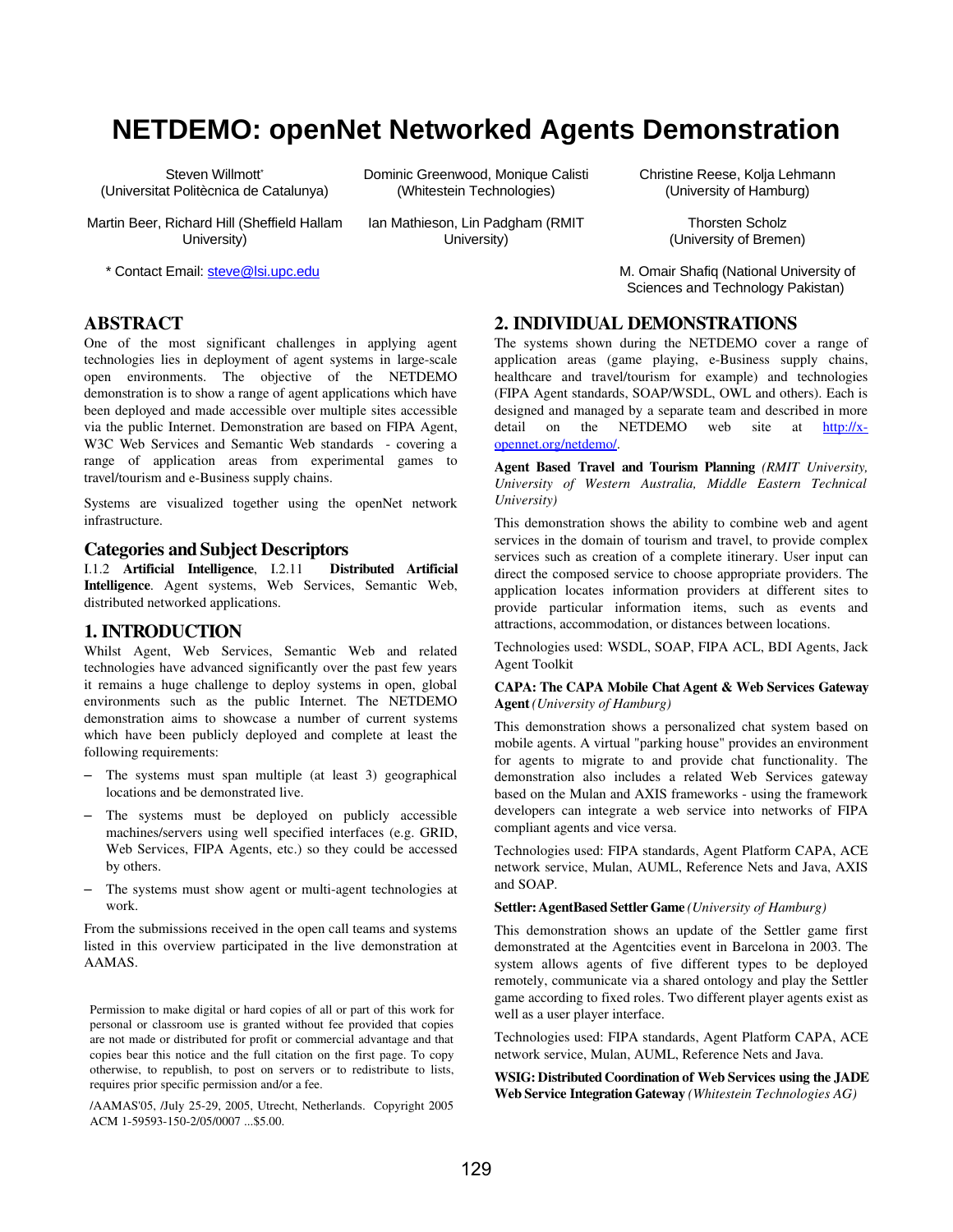# NETDEMO: openNet Networked Agents Demonstration

Steven Willmott*
(Universitat Politècnica de Catalunya)

Dominic Greenwood, Monique Calisti
(Whitestein Technologies)

Christine Reese, Kolja Lehmann
(University of Hamburg)

Martin Beer, Richard Hill (Sheffield Hallam University)

Ian Mathieson, Lin Padgham (RMIT University)

Thorsten Scholz
(University of Bremen)

* Contact Email: steve@lsi.upc.edu

M. Omair Shafiq (National University of Sciences and Technology Pakistan)

## ABSTRACT

One of the most significant challenges in applying agent technologies lies in deployment of agent systems in large-scale open environments. The objective of the NETDEMO demonstration is to show a range of agent applications which have been deployed and made accessible over multiple sites accessible via the public Internet. Demonstration are based on FIPA Agent, W3C Web Services and Semantic Web standards - covering a range of application areas from experimental games to travel/tourism and e-Business supply chains.

Systems are visualized together using the openNet network infrastructure.

## Categories and Subject Descriptors

I.1.2 **Artificial Intelligence**, I.2.11 **Distributed Artificial Intelligence**. Agent systems, Web Services, Semantic Web, distributed networked applications.

## 1. INTRODUCTION

Whilst Agent, Web Services, Semantic Web and related technologies have advanced significantly over the past few years it remains a huge challenge to deploy systems in open, global environments such as the public Internet. The NETDEMO demonstration aims to showcase a number of current systems which have been publicly deployed and complete at least the following requirements:

- The systems must span multiple (at least 3) geographical locations and be demonstrated live.
- The systems must be deployed on publicly accessible machines/servers using well specified interfaces (e.g. GRID, Web Services, FIPA Agents, etc.) so they could be accessed by others.
- The systems must show agent or multi-agent technologies at work.

From the submissions received in the open call teams and systems listed in this overview participated in the live demonstration at AAMAS.

Permission to make digital or hard copies of all or part of this work for personal or classroom use is granted without fee provided that copies are not made or distributed for profit or commercial advantage and that copies bear this notice and the full citation on the first page. To copy otherwise, to republish, to post on servers or to redistribute to lists, requires prior specific permission and/or a fee.

/AAMAS'05, /July 25-29, 2005, Utrecht, Netherlands. Copyright 2005 ACM 1-59593-150-2/05/0007 ...$5.00.

## 2. INDIVIDUAL DEMONSTRATIONS

The systems shown during the NETDEMO cover a range of application areas (game playing, e-Business supply chains, healthcare and travel/tourism for example) and technologies (FIPA Agent standards, SOAP/WSDL, OWL and others). Each is designed and managed by a separate team and described in more detail on the NETDEMO web site at http://x-opennet.org/netdemo/.

**Agent Based Travel and Tourism Planning** *(RMIT University, University of Western Australia, Middle Eastern Technical University)*

This demonstration shows the ability to combine web and agent services in the domain of tourism and travel, to provide complex services such as creation of a complete itinerary. User input can direct the composed service to choose appropriate providers. The application locates information providers at different sites to provide particular information items, such as events and attractions, accommodation, or distances between locations.

Technologies used: WSDL, SOAP, FIPA ACL, BDI Agents, Jack Agent Toolkit

**CAPA: The CAPA Mobile Chat Agent & Web Services Gateway Agent** *(University of Hamburg)*

This demonstration shows a personalized chat system based on mobile agents. A virtual "parking house" provides an environment for agents to migrate to and provide chat functionality. The demonstration also includes a related Web Services gateway based on the Mulan and AXIS frameworks - using the framework developers can integrate a web service into networks of FIPA compliant agents and vice versa.

Technologies used: FIPA standards, Agent Platform CAPA, ACE network service, Mulan, AUML, Reference Nets and Java, AXIS and SOAP.

**Settler: AgentBased Settler Game** *(University of Hamburg)*

This demonstration shows an update of the Settler game first demonstrated at the Agentcities event in Barcelona in 2003. The system allows agents of five different types to be deployed remotely, communicate via a shared ontology and play the Settler game according to fixed roles. Two different player agents exist as well as a user player interface.

Technologies used: FIPA standards, Agent Platform CAPA, ACE network service, Mulan, AUML, Reference Nets and Java.

**WSIG: Distributed Coordination of Web Services using the JADE Web Service Integration Gateway** *(Whitestein Technologies AG)*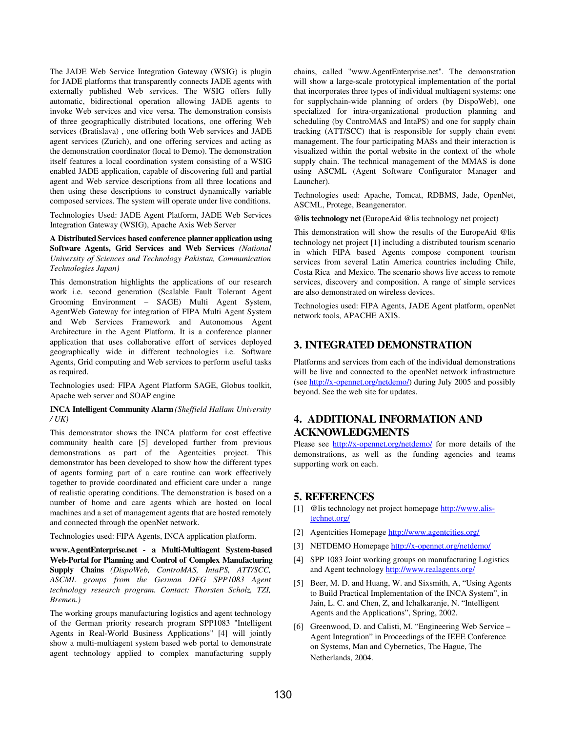The JADE Web Service Integration Gateway (WSIG) is plugin for JADE platforms that transparently connects JADE agents with externally published Web services. The WSIG offers fully automatic, bidirectional operation allowing JADE agents to invoke Web services and vice versa. The demonstration consists of three geographically distributed locations, one offering Web services (Bratislava) , one offering both Web services and JADE agent services (Zurich), and one offering services and acting as the demonstration coordinator (local to Demo). The demonstration itself features a local coordination system consisting of a WSIG enabled JADE application, capable of discovering full and partial agent and Web service descriptions from all three locations and then using these descriptions to construct dynamically variable composed services. The system will operate under live conditions.

Technologies Used: JADE Agent Platform, JADE Web Services Integration Gateway (WSIG), Apache Axis Web Server

**A Distributed Services based conference planner application using Software Agents, Grid Services and Web Services** *(National University of Sciences and Technology Pakistan, Communication Technologies Japan)*

This demonstration highlights the applications of our research work i.e. second generation (Scalable Fault Tolerant Agent Grooming Environment – SAGE) Multi Agent System, AgentWeb Gateway for integration of FIPA Multi Agent System and Web Services Framework and Autonomous Agent Architecture in the Agent Platform. It is a conference planner application that uses collaborative effort of services deployed geographically wide in different technologies i.e. Software Agents, Grid computing and Web services to perform useful tasks as required.

Technologies used: FIPA Agent Platform SAGE, Globus toolkit, Apache web server and SOAP engine

**INCA Intelligent Community Alarm** *(Sheffield Hallam University / UK)*

This demonstrator shows the INCA platform for cost effective community health care [5] developed further from previous demonstrations as part of the Agentcities project. This demonstrator has been developed to show how the different types of agents forming part of a care routine can work effectively together to provide coordinated and efficient care under a range of realistic operating conditions. The demonstration is based on a number of home and care agents which are hosted on local machines and a set of management agents that are hosted remotely and connected through the openNet network.

Technologies used: FIPA Agents, INCA application platform.

**www.AgentEnterprise.net - a Multi-Multiagent System-based Web-Portal for Planning and Control of Complex Manufacturing Supply Chains** *(DispoWeb, ControMAS, IntaPS, ATT/SCC, ASCML groups from the German DFG SPP1083 Agent technology research program. Contact: Thorsten Scholz, TZI, Bremen.)*

The working groups manufacturing logistics and agent technology of the German priority research program SPP1083 "Intelligent Agents in Real-World Business Applications" [4] will jointly show a multi-multiagent system based web portal to demonstrate agent technology applied to complex manufacturing supply chains, called "www.AgentEnterprise.net". The demonstration will show a large-scale prototypical implementation of the portal that incorporates three types of individual multiagent systems: one for supplychain-wide planning of orders (by DispoWeb), one specialized for intra-organizational production planning and scheduling (by ControMAS and IntaPS) and one for supply chain tracking (ATT/SCC) that is responsible for supply chain event management. The four participating MASs and their interaction is visualized within the portal website in the context of the whole supply chain. The technical management of the MMAS is done using ASCML (Agent Software Configurator Manager and Launcher).

Technologies used: Apache, Tomcat, RDBMS, Jade, OpenNet, ASCML, Protege, Beangenerator.

**@lis technology net** (EuropeAid @lis technology net project)

This demonstration will show the results of the EuropeAid @lis technology net project [1] including a distributed tourism scenario in which FIPA based Agents compose component tourism services from several Latin America countries including Chile, Costa Rica and Mexico. The scenario shows live access to remote services, discovery and composition. A range of simple services are also demonstrated on wireless devices.

Technologies used: FIPA Agents, JADE Agent platform, openNet network tools, APACHE AXIS.

## 3. INTEGRATED DEMONSTRATION

Platforms and services from each of the individual demonstrations will be live and connected to the openNet network infrastructure (see http://x-opennet.org/netdemo/) during July 2005 and possibly beyond. See the web site for updates.

## 4. ADDITIONAL INFORMATION AND ACKNOWLEDGMENTS

Please see http://x-opennet.org/netdemo/ for more details of the demonstrations, as well as the funding agencies and teams supporting work on each.

## 5. REFERENCES

[1] @lis technology net project homepage http://www.alis-technet.org/

[2] Agentcities Homepage http://www.agentcities.org/

[3] NETDEMO Homepage http://x-opennet.org/netdemo/

[4] SPP 1083 Joint working groups on manufacturing Logistics and Agent technology http://www.realagents.org/

[5] Beer, M. D. and Huang, W. and Sixsmith, A, "Using Agents to Build Practical Implementation of the INCA System", in Jain, L. C. and Chen, Z, and Ichalkaranje, N. "Intelligent Agents and the Applications", Spring, 2002.

[6] Greenwood, D. and Calisti, M. "Engineering Web Service – Agent Integration" in Proceedings of the IEEE Conference on Systems, Man and Cybernetics, The Hague, The Netherlands, 2004.